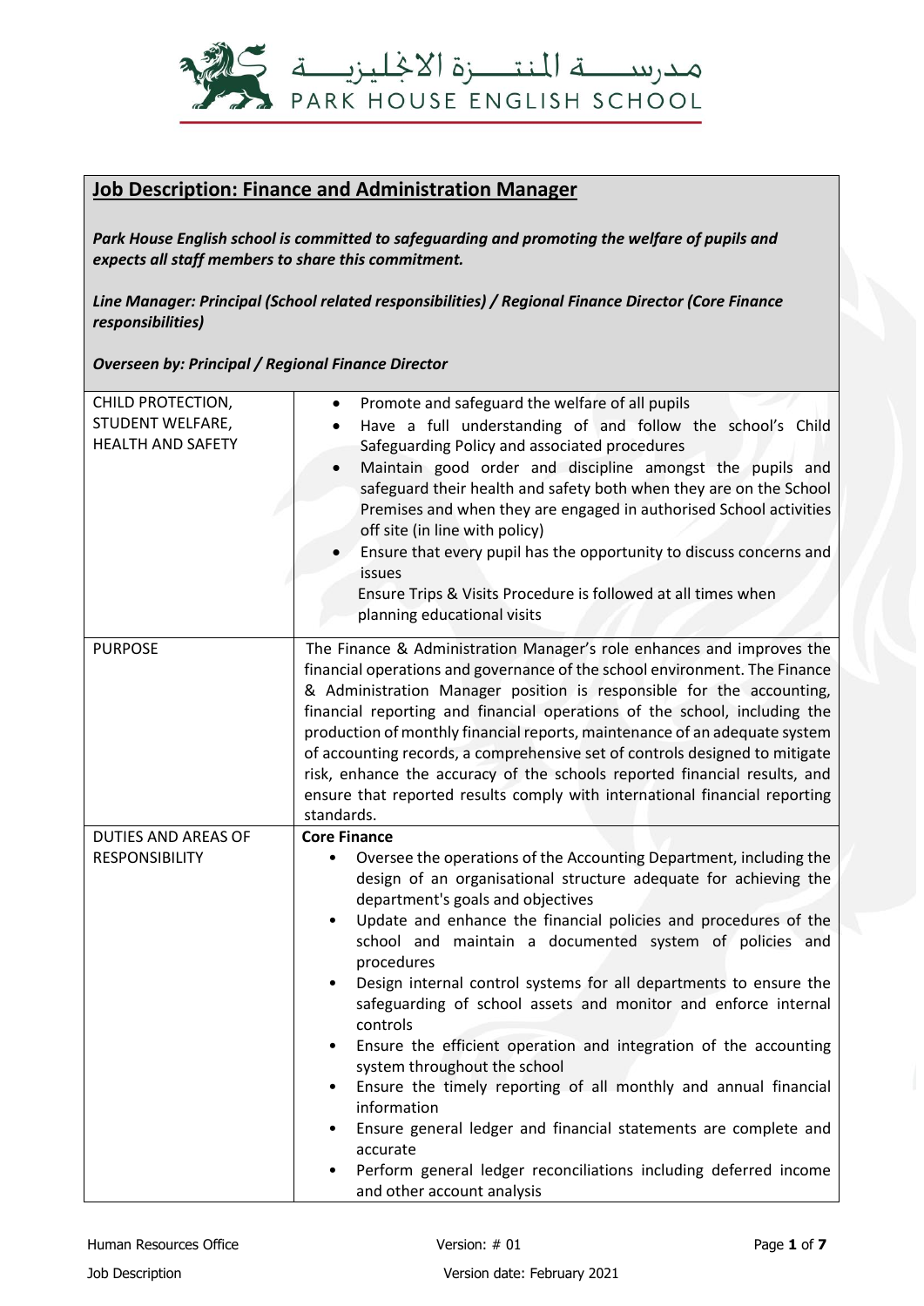مدرسة المنتزة الانجليزية
PARK HOUSE ENGLISH SCHOOL

## Job Description: Finance and Administration Manager

***Park House English school is committed to safeguarding and promoting the welfare of pupils and expects all staff members to share this commitment.***

***Line Manager: Principal (School related responsibilities) / Regional Finance Director (Core Finance responsibilities)***

***Overseen by: Principal / Regional Finance Director***

| | |
|---|---|
| CHILD PROTECTION, STUDENT WELFARE, HEALTH AND SAFETY | • Promote and safeguard the welfare of all pupils<br>• Have a full understanding of and follow the school's Child Safeguarding Policy and associated procedures<br>• Maintain good order and discipline amongst the pupils and safeguard their health and safety both when they are on the School Premises and when they are engaged in authorised School activities off site (in line with policy)<br>• Ensure that every pupil has the opportunity to discuss concerns and issues<br>Ensure Trips & Visits Procedure is followed at all times when planning educational visits |
| PURPOSE | The Finance & Administration Manager's role enhances and improves the financial operations and governance of the school environment. The Finance & Administration Manager position is responsible for the accounting, financial reporting and financial operations of the school, including the production of monthly financial reports, maintenance of an adequate system of accounting records, a comprehensive set of controls designed to mitigate risk, enhance the accuracy of the schools reported financial results, and ensure that reported results comply with international financial reporting standards. |
| DUTIES AND AREAS OF RESPONSIBILITY | **Core Finance**<br>• Oversee the operations of the Accounting Department, including the design of an organisational structure adequate for achieving the department's goals and objectives<br>• Update and enhance the financial policies and procedures of the school and maintain a documented system of policies and procedures<br>• Design internal control systems for all departments to ensure the safeguarding of school assets and monitor and enforce internal controls<br>• Ensure the efficient operation and integration of the accounting system throughout the school<br>• Ensure the timely reporting of all monthly and annual financial information<br>• Ensure general ledger and financial statements are complete and accurate<br>• Perform general ledger reconciliations including deferred income and other account analysis |

Human Resources Office Version: # 01
Job Description Version date: February 2021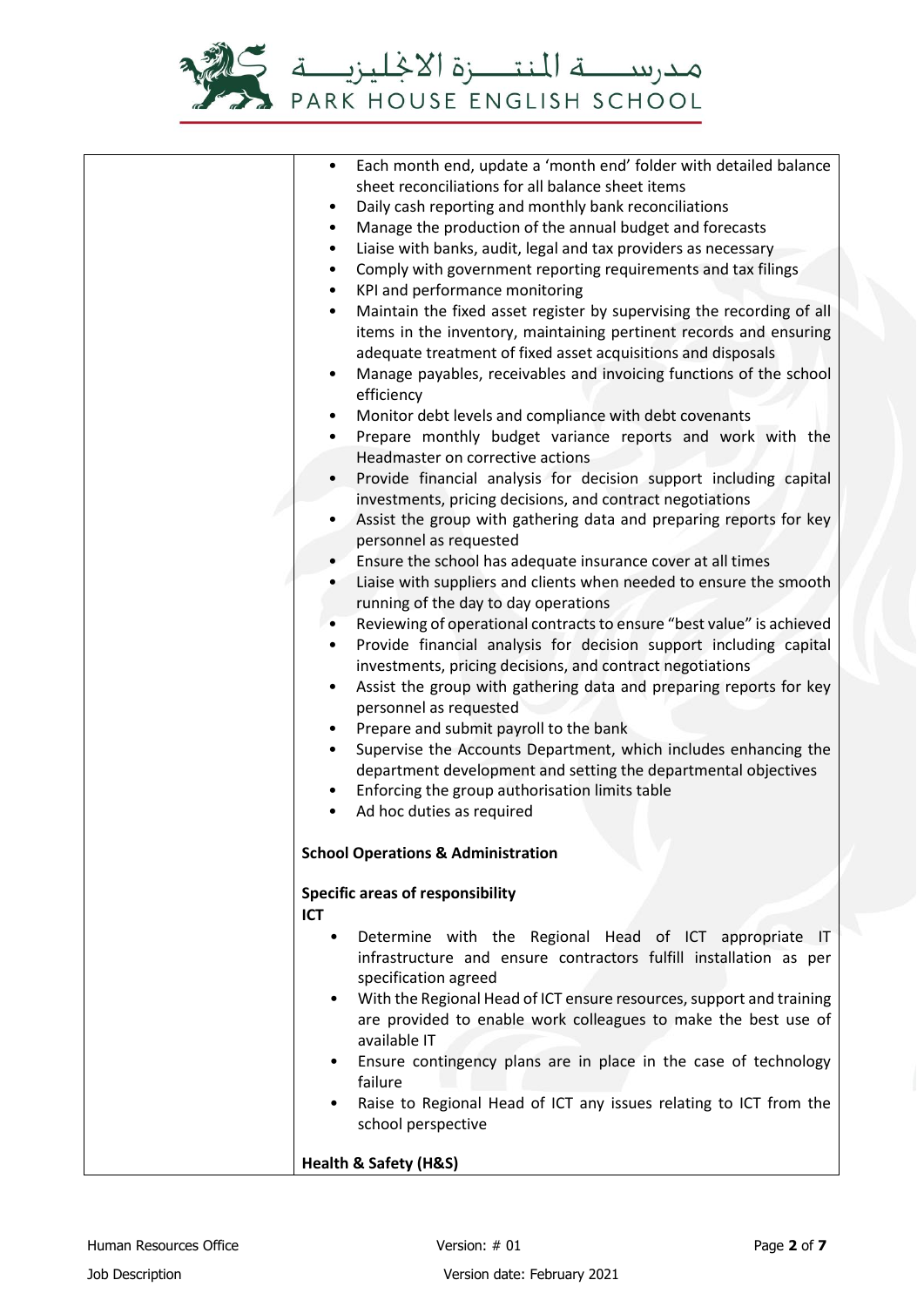| | - Each month end, update a 'month end' folder with detailed balance sheet reconciliations for all balance sheet items<br>- Daily cash reporting and monthly bank reconciliations<br>- Manage the production of the annual budget and forecasts<br>- Liaise with banks, audit, legal and tax providers as necessary<br>- Comply with government reporting requirements and tax filings<br>- KPI and performance monitoring<br>- Maintain the fixed asset register by supervising the recording of all items in the inventory, maintaining pertinent records and ensuring adequate treatment of fixed asset acquisitions and disposals<br>- Manage payables, receivables and invoicing functions of the school efficiency<br>- Monitor debt levels and compliance with debt covenants<br>- Prepare monthly budget variance reports and work with the Headmaster on corrective actions<br>- Provide financial analysis for decision support including capital investments, pricing decisions, and contract negotiations<br>- Assist the group with gathering data and preparing reports for key personnel as requested<br>- Ensure the school has adequate insurance cover at all times<br>- Liaise with suppliers and clients when needed to ensure the smooth running of the day to day operations<br>- Reviewing of operational contracts to ensure "best value" is achieved<br>- Provide financial analysis for decision support including capital investments, pricing decisions, and contract negotiations<br>- Assist the group with gathering data and preparing reports for key personnel as requested<br>- Prepare and submit payroll to the bank<br>- Supervise the Accounts Department, which includes enhancing the department development and setting the departmental objectives<br>- Enforcing the group authorisation limits table<br>- Ad hoc duties as required<br><br>**School Operations & Administration**<br><br>**Specific areas of responsibility**<br>**ICT**<br>- Determine with the Regional Head of ICT appropriate IT infrastructure and ensure contractors fulfill installation as per specification agreed<br>- With the Regional Head of ICT ensure resources, support and training are provided to enable work colleagues to make the best use of available IT<br>- Ensure contingency plans are in place in the case of technology failure<br>- Raise to Regional Head of ICT any issues relating to ICT from the school perspective<br><br>**Health & Safety (H&S)** |
|---|---|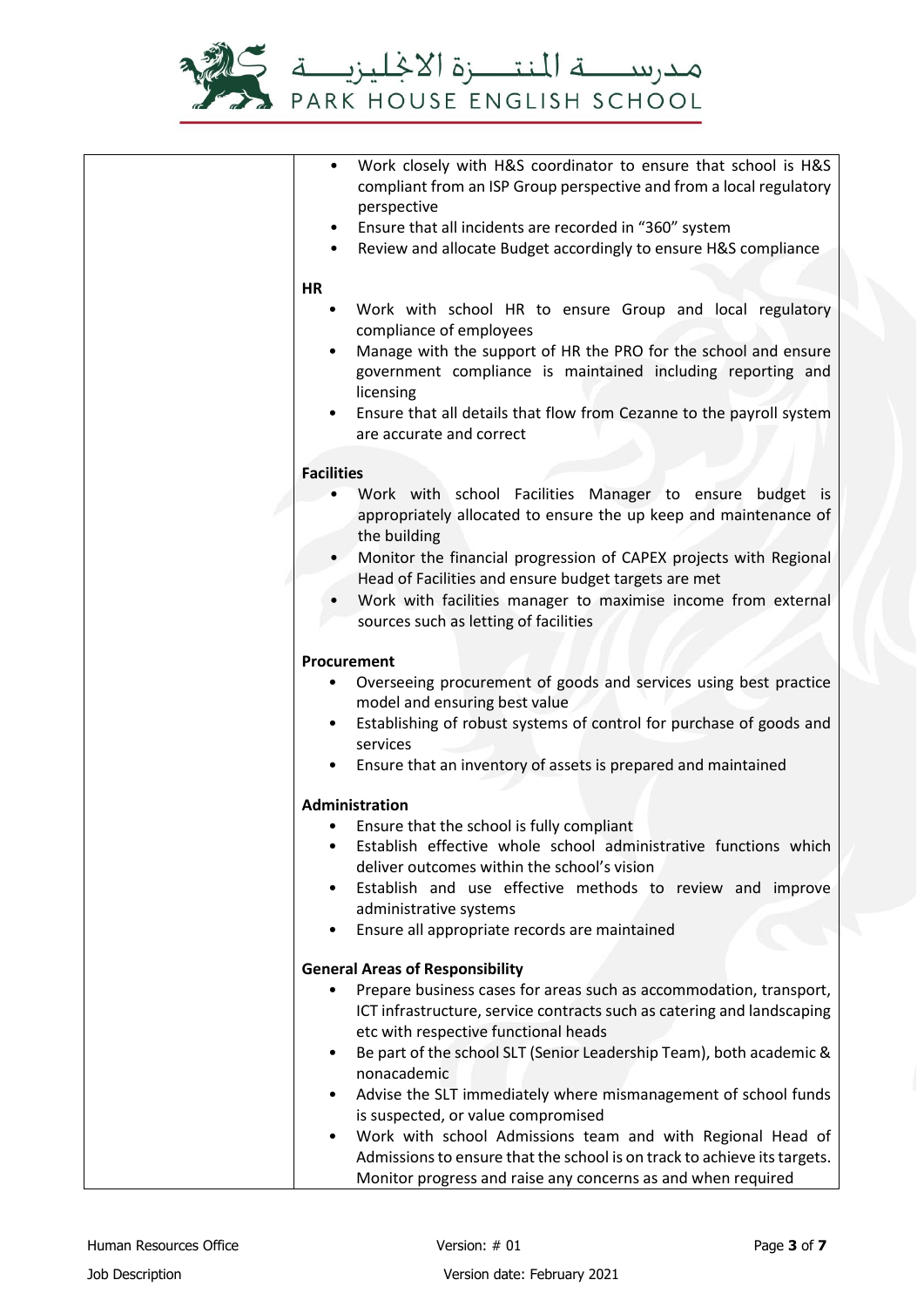| | • Work closely with H&S coordinator to ensure that school is H&S compliant from an ISP Group perspective and from a local regulatory perspective<br>• Ensure that all incidents are recorded in "360" system<br>• Review and allocate Budget accordingly to ensure H&S compliance<br><br>**HR**<br>• Work with school HR to ensure Group and local regulatory compliance of employees<br>• Manage with the support of HR the PRO for the school and ensure government compliance is maintained including reporting and licensing<br>• Ensure that all details that flow from Cezanne to the payroll system are accurate and correct<br><br>**Facilities**<br>• Work with school Facilities Manager to ensure budget is appropriately allocated to ensure the up keep and maintenance of the building<br>• Monitor the financial progression of CAPEX projects with Regional Head of Facilities and ensure budget targets are met<br>• Work with facilities manager to maximise income from external sources such as letting of facilities<br><br>**Procurement**<br>• Overseeing procurement of goods and services using best practice model and ensuring best value<br>• Establishing of robust systems of control for purchase of goods and services<br>• Ensure that an inventory of assets is prepared and maintained<br><br>**Administration**<br>• Ensure that the school is fully compliant<br>• Establish effective whole school administrative functions which deliver outcomes within the school's vision<br>• Establish and use effective methods to review and improve administrative systems<br>• Ensure all appropriate records are maintained<br><br>**General Areas of Responsibility**<br>• Prepare business cases for areas such as accommodation, transport, ICT infrastructure, service contracts such as catering and landscaping etc with respective functional heads<br>• Be part of the school SLT (Senior Leadership Team), both academic & nonacademic<br>• Advise the SLT immediately where mismanagement of school funds is suspected, or value compromised<br>• Work with school Admissions team and with Regional Head of Admissions to ensure that the school is on track to achieve its targets. Monitor progress and raise any concerns as and when required |
|---|---|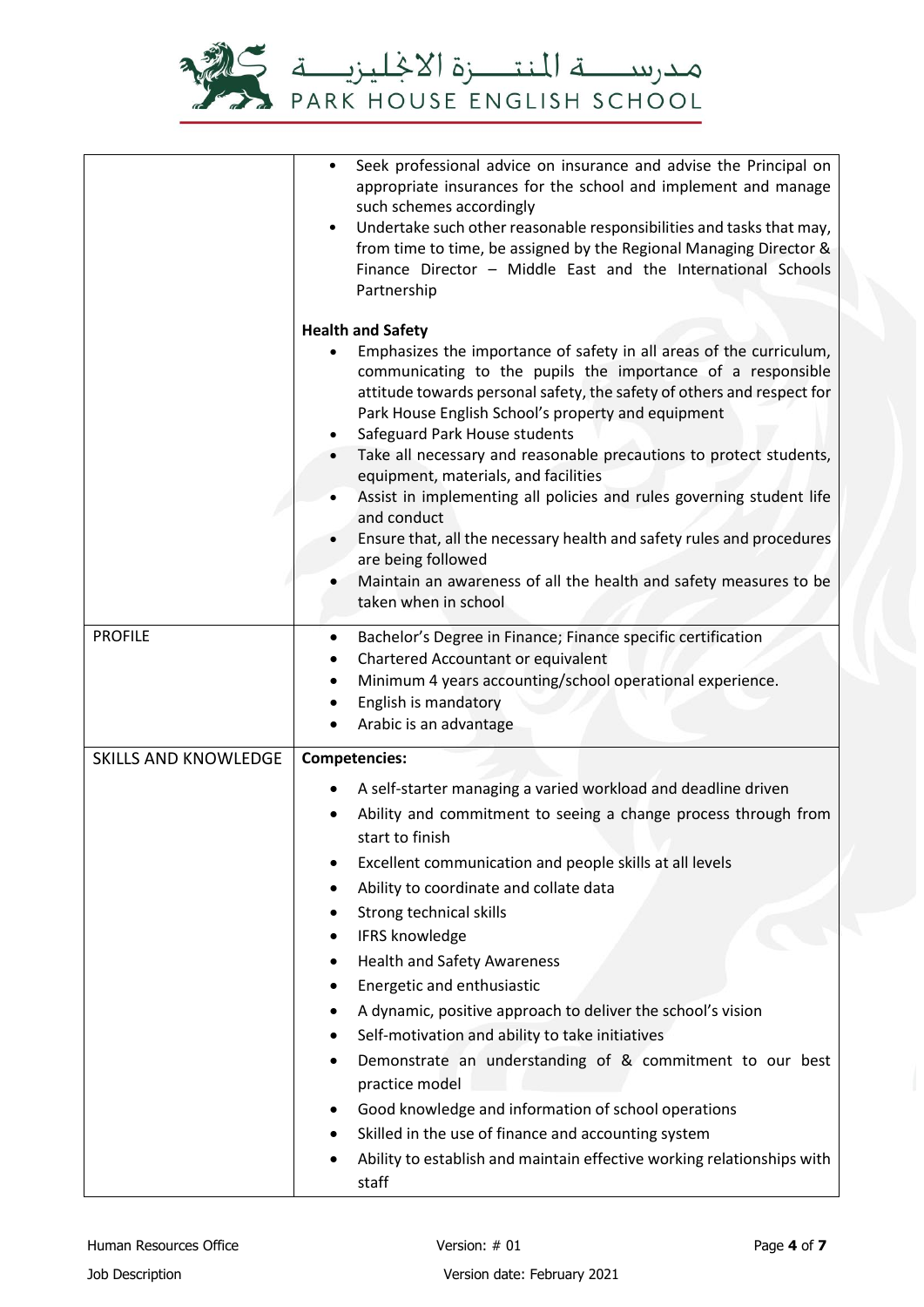| | |
|---|---|
| | • Seek professional advice on insurance and advise the Principal on appropriate insurances for the school and implement and manage such schemes accordingly<br>• Undertake such other reasonable responsibilities and tasks that may, from time to time, be assigned by the Regional Managing Director & Finance Director – Middle East and the International Schools Partnership<br><br>**Health and Safety**<br>• Emphasizes the importance of safety in all areas of the curriculum, communicating to the pupils the importance of a responsible attitude towards personal safety, the safety of others and respect for Park House English School's property and equipment<br>• Safeguard Park House students<br>• Take all necessary and reasonable precautions to protect students, equipment, materials, and facilities<br>• Assist in implementing all policies and rules governing student life and conduct<br>• Ensure that, all the necessary health and safety rules and procedures are being followed<br>• Maintain an awareness of all the health and safety measures to be taken when in school |
| PROFILE | • Bachelor's Degree in Finance; Finance specific certification<br>• Chartered Accountant or equivalent<br>• Minimum 4 years accounting/school operational experience.<br>• English is mandatory<br>• Arabic is an advantage |
| SKILLS AND KNOWLEDGE | **Competencies:**<br>• A self-starter managing a varied workload and deadline driven<br>• Ability and commitment to seeing a change process through from start to finish<br>• Excellent communication and people skills at all levels<br>• Ability to coordinate and collate data<br>• Strong technical skills<br>• IFRS knowledge<br>• Health and Safety Awareness<br>• Energetic and enthusiastic<br>• A dynamic, positive approach to deliver the school's vision<br>• Self-motivation and ability to take initiatives<br>• Demonstrate an understanding of & commitment to our best practice model<br>• Good knowledge and information of school operations<br>• Skilled in the use of finance and accounting system<br>• Ability to establish and maintain effective working relationships with staff |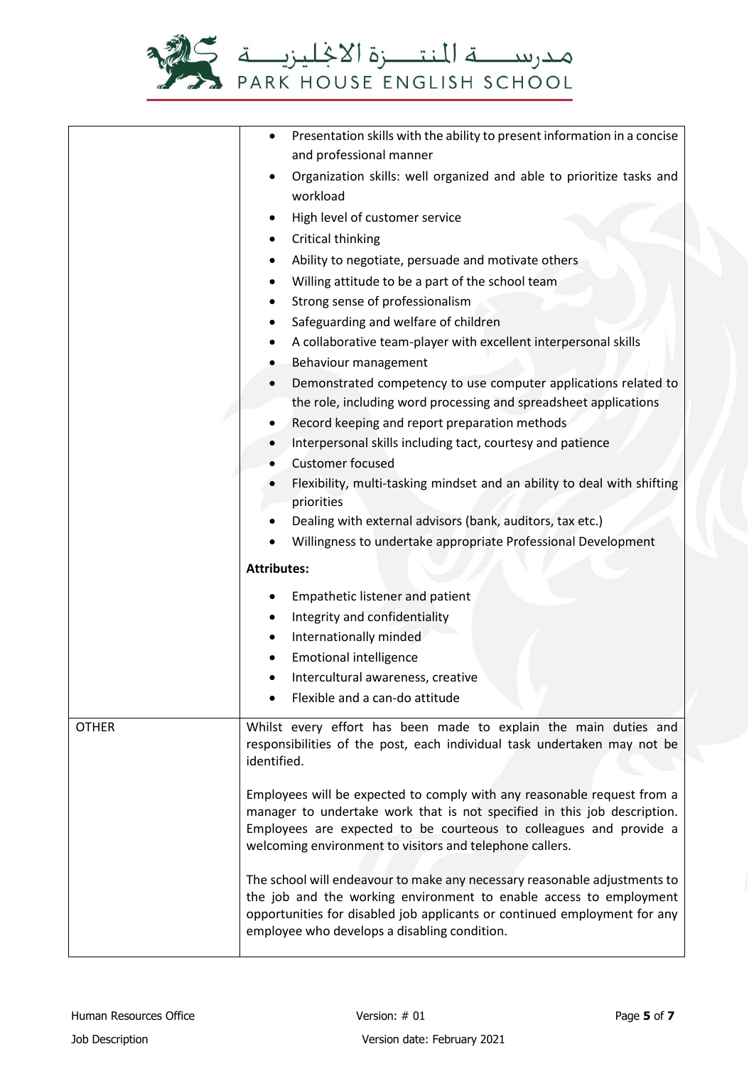| | |
|---|---|
| | • Presentation skills with the ability to present information in a concise and professional manner<br>• Organization skills: well organized and able to prioritize tasks and workload<br>• High level of customer service<br>• Critical thinking<br>• Ability to negotiate, persuade and motivate others<br>• Willing attitude to be a part of the school team<br>• Strong sense of professionalism<br>• Safeguarding and welfare of children<br>• A collaborative team-player with excellent interpersonal skills<br>• Behaviour management<br>• Demonstrated competency to use computer applications related to the role, including word processing and spreadsheet applications<br>• Record keeping and report preparation methods<br>• Interpersonal skills including tact, courtesy and patience<br>• Customer focused<br>• Flexibility, multi-tasking mindset and an ability to deal with shifting priorities<br>• Dealing with external advisors (bank, auditors, tax etc.)<br>• Willingness to undertake appropriate Professional Development<br><br>**Attributes:**<br><br>• Empathetic listener and patient<br>• Integrity and confidentiality<br>• Internationally minded<br>• Emotional intelligence<br>• Intercultural awareness, creative<br>• Flexible and a can-do attitude |
| OTHER | Whilst every effort has been made to explain the main duties and responsibilities of the post, each individual task undertaken may not be identified.<br><br>Employees will be expected to comply with any reasonable request from a manager to undertake work that is not specified in this job description. Employees are expected to be courteous to colleagues and provide a welcoming environment to visitors and telephone callers.<br><br>The school will endeavour to make any necessary reasonable adjustments to the job and the working environment to enable access to employment opportunities for disabled job applicants or continued employment for any employee who develops a disabling condition. |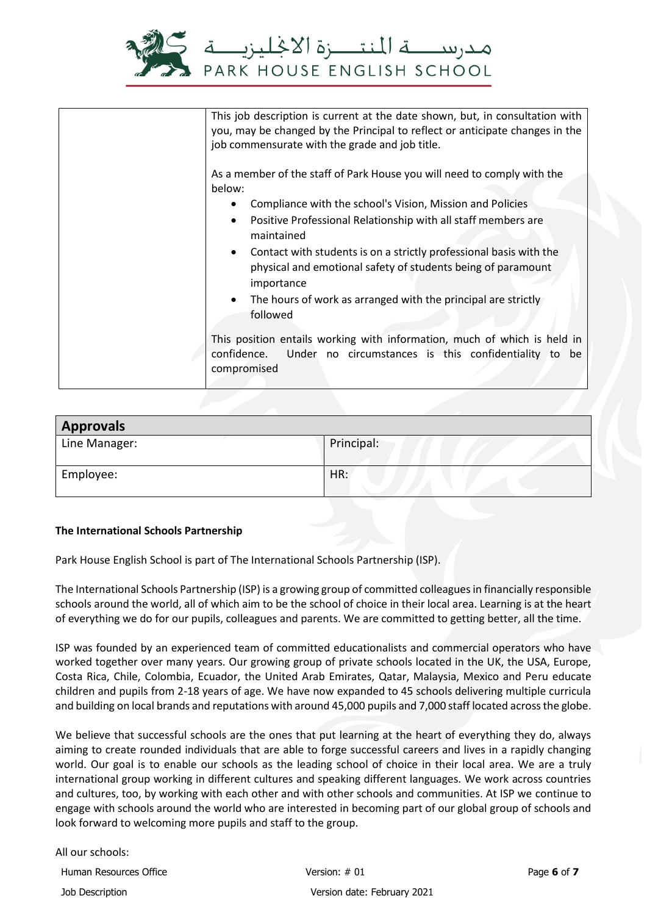| | This job description is current at the date shown, but, in consultation with you, may be changed by the Principal to reflect or anticipate changes in the job commensurate with the grade and job title.<br><br>As a member of the staff of Park House you will need to comply with the below:<br>• Compliance with the school's Vision, Mission and Policies<br>• Positive Professional Relationship with all staff members are maintained<br>• Contact with students is on a strictly professional basis with the physical and emotional safety of students being of paramount importance<br>• The hours of work as arranged with the principal are strictly followed<br><br>This position entails working with information, much of which is held in confidence. Under no circumstances is this confidentiality to be compromised |
|---|---|

| **Approvals** | |
|---|---|
| Line Manager: | Principal: |
| Employee: | HR: |

**The International Schools Partnership**

Park House English School is part of The International Schools Partnership (ISP).

The International Schools Partnership (ISP) is a growing group of committed colleagues in financially responsible schools around the world, all of which aim to be the school of choice in their local area. Learning is at the heart of everything we do for our pupils, colleagues and parents. We are committed to getting better, all the time.

ISP was founded by an experienced team of committed educationalists and commercial operators who have worked together over many years. Our growing group of private schools located in the UK, the USA, Europe, Costa Rica, Chile, Colombia, Ecuador, the United Arab Emirates, Qatar, Malaysia, Mexico and Peru educate children and pupils from 2-18 years of age. We have now expanded to 45 schools delivering multiple curricula and building on local brands and reputations with around 45,000 pupils and 7,000 staff located across the globe.

We believe that successful schools are the ones that put learning at the heart of everything they do, always aiming to create rounded individuals that are able to forge successful careers and lives in a rapidly changing world. Our goal is to enable our schools as the leading school of choice in their local area. We are a truly international group working in different cultures and speaking different languages. We work across countries and cultures, too, by working with each other and with other schools and communities. At ISP we continue to engage with schools around the world who are interested in becoming part of our global group of schools and look forward to welcoming more pupils and staff to the group.

All our schools: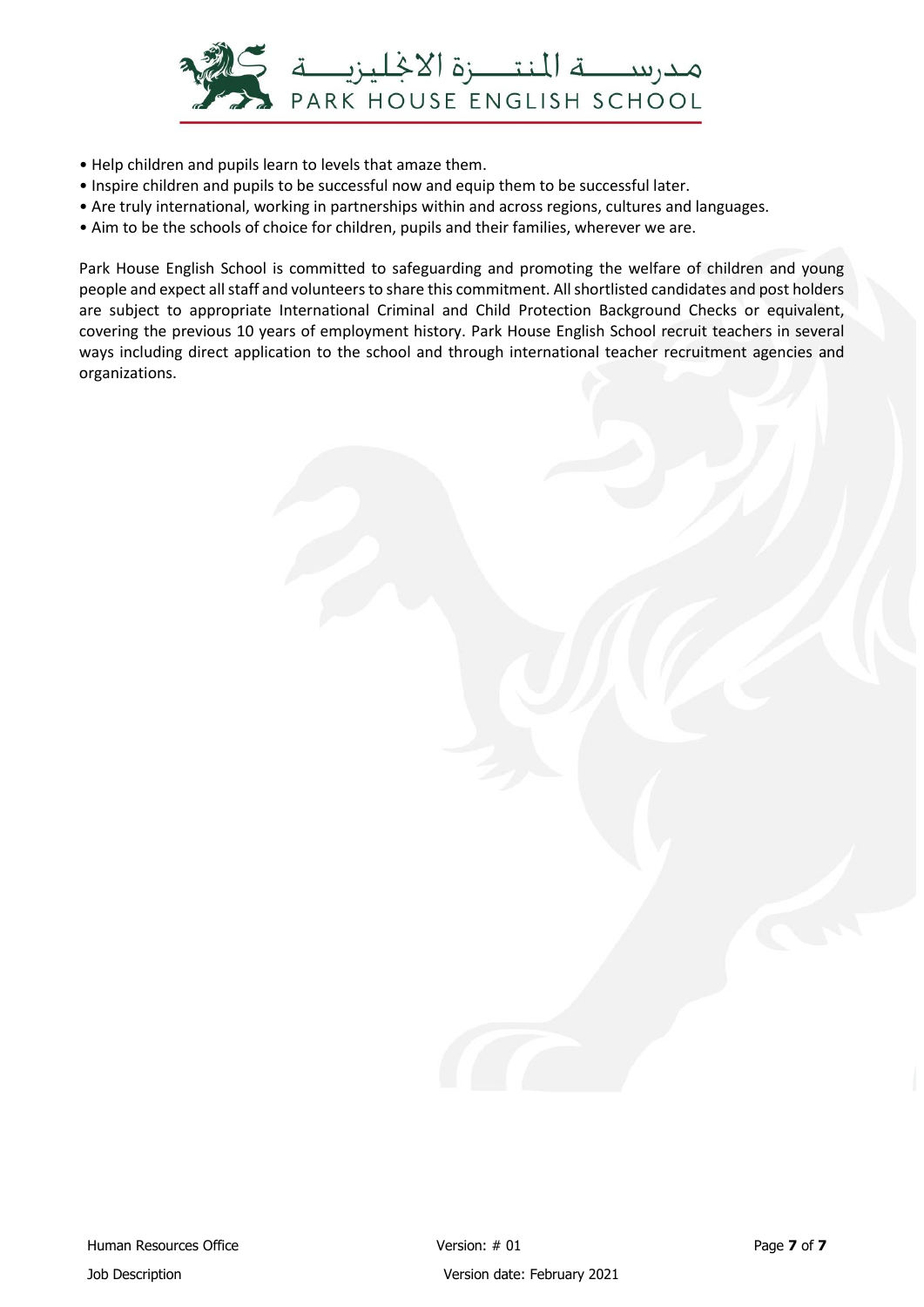- Help children and pupils learn to levels that amaze them.
- Inspire children and pupils to be successful now and equip them to be successful later.
- Are truly international, working in partnerships within and across regions, cultures and languages.
- Aim to be the schools of choice for children, pupils and their families, wherever we are.

Park House English School is committed to safeguarding and promoting the welfare of children and young people and expect all staff and volunteers to share this commitment. All shortlisted candidates and post holders are subject to appropriate International Criminal and Child Protection Background Checks or equivalent, covering the previous 10 years of employment history. Park House English School recruit teachers in several ways including direct application to the school and through international teacher recruitment agencies and organizations.